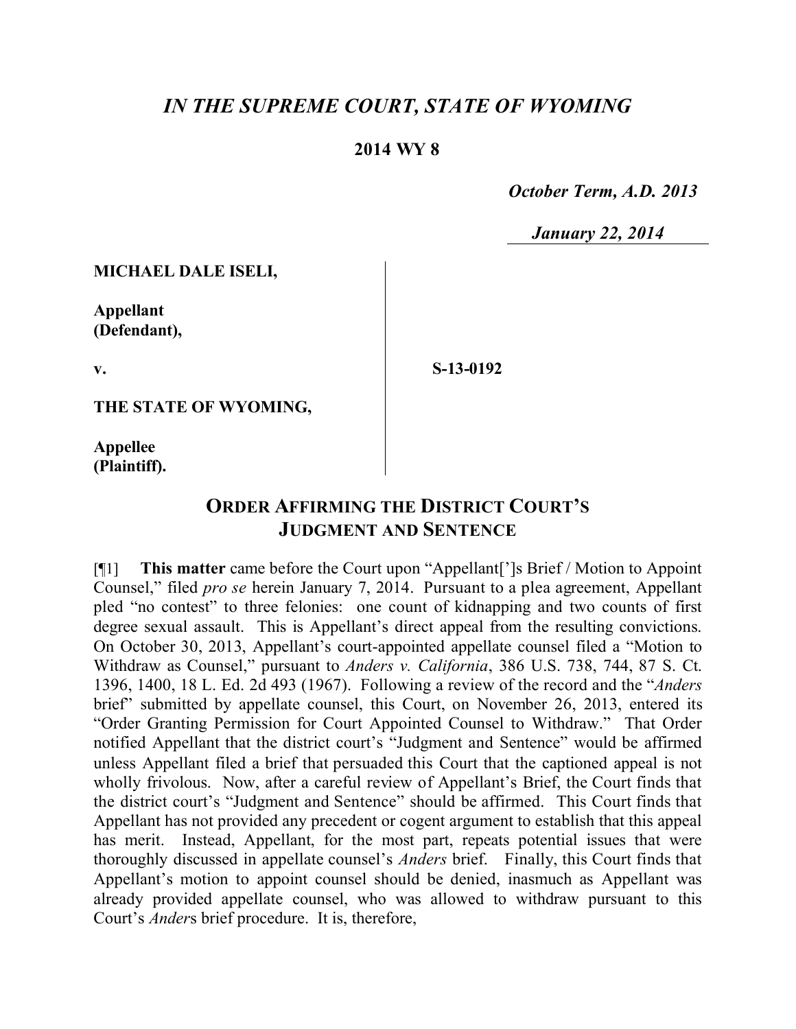# *IN THE SUPREME COURT, STATE OF WYOMING*

**2014 WY 8**

*October Term, A.D. 2013*

*January 22, 2014*

**MICHAEL DALE ISELI,**

**Appellant (Defendant),**

**v.**

**S-13-0192**

**THE STATE OF WYOMING,**

**Appellee (Plaintiff).**

## ORDER AFFIRMING THE DISTRICT COURT'S JUDGMENT AND SENTENCE

[¶1] **This matter** came before the Court upon "Appellant[']s Brief / Motion to Appoint Counsel," filed *pro se* herein January 7, 2014. Pursuant to a plea agreement, Appellant pled "no contest" to three felonies: one count of kidnapping and two counts of first degree sexual assault. This is Appellant's direct appeal from the resulting convictions. On October 30, 2013, Appellant's court-appointed appellate counsel filed a "Motion to Withdraw as Counsel," pursuant to *Anders v. California*, 386 U.S. 738, 744, 87 S. Ct. 1396, 1400, 18 L. Ed. 2d 493 (1967). Following a review of the record and the "*Anders* brief" submitted by appellate counsel, this Court, on November 26, 2013, entered its "Order Granting Permission for Court Appointed Counsel to Withdraw." That Order notified Appellant that the district court's "Judgment and Sentence" would be affirmed unless Appellant filed a brief that persuaded this Court that the captioned appeal is not wholly frivolous. Now, after a careful review of Appellant's Brief, the Court finds that the district court's "Judgment and Sentence" should be affirmed. This Court finds that Appellant has not provided any precedent or cogent argument to establish that this appeal has merit. Instead, Appellant, for the most part, repeats potential issues that were thoroughly discussed in appellate counsel's *Anders* brief. Finally, this Court finds that Appellant's motion to appoint counsel should be denied, inasmuch as Appellant was already provided appellate counsel, who was allowed to withdraw pursuant to this Court's *Anders* brief procedure. It is, therefore,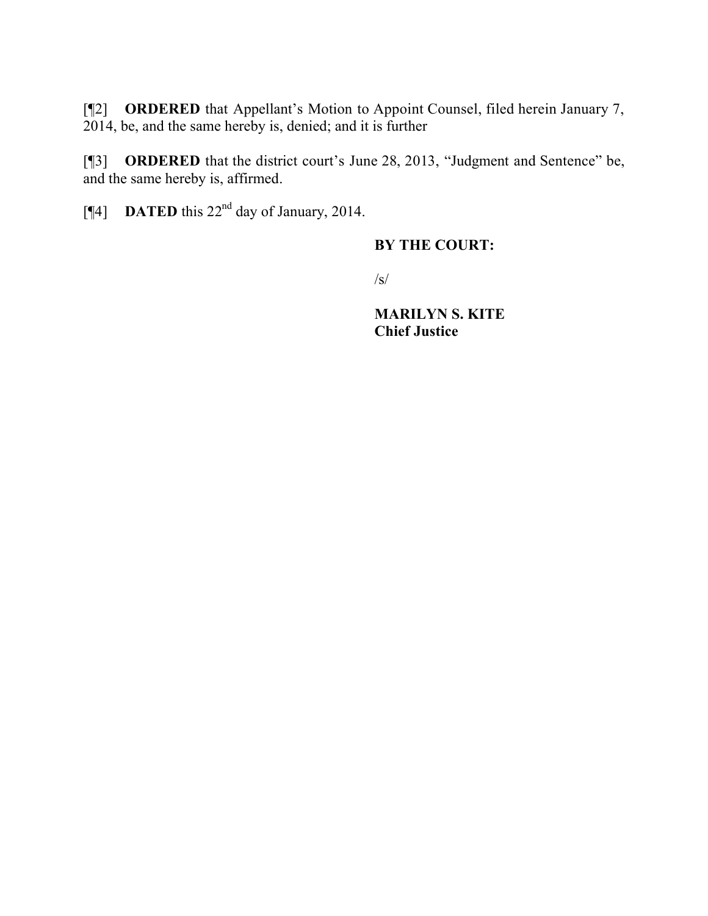[¶2] **ORDERED** that Appellant's Motion to Appoint Counsel, filed herein January 7, 2014, be, and the same hereby is, denied; and it is further

[¶3] **ORDERED** that the district court's June 28, 2013, "Judgment and Sentence" be, and the same hereby is, affirmed.

[¶4] **DATED** this 22nd day of January, 2014.

**BY THE COURT:**

/s/

**MARILYN S. KITE**
**Chief Justice**